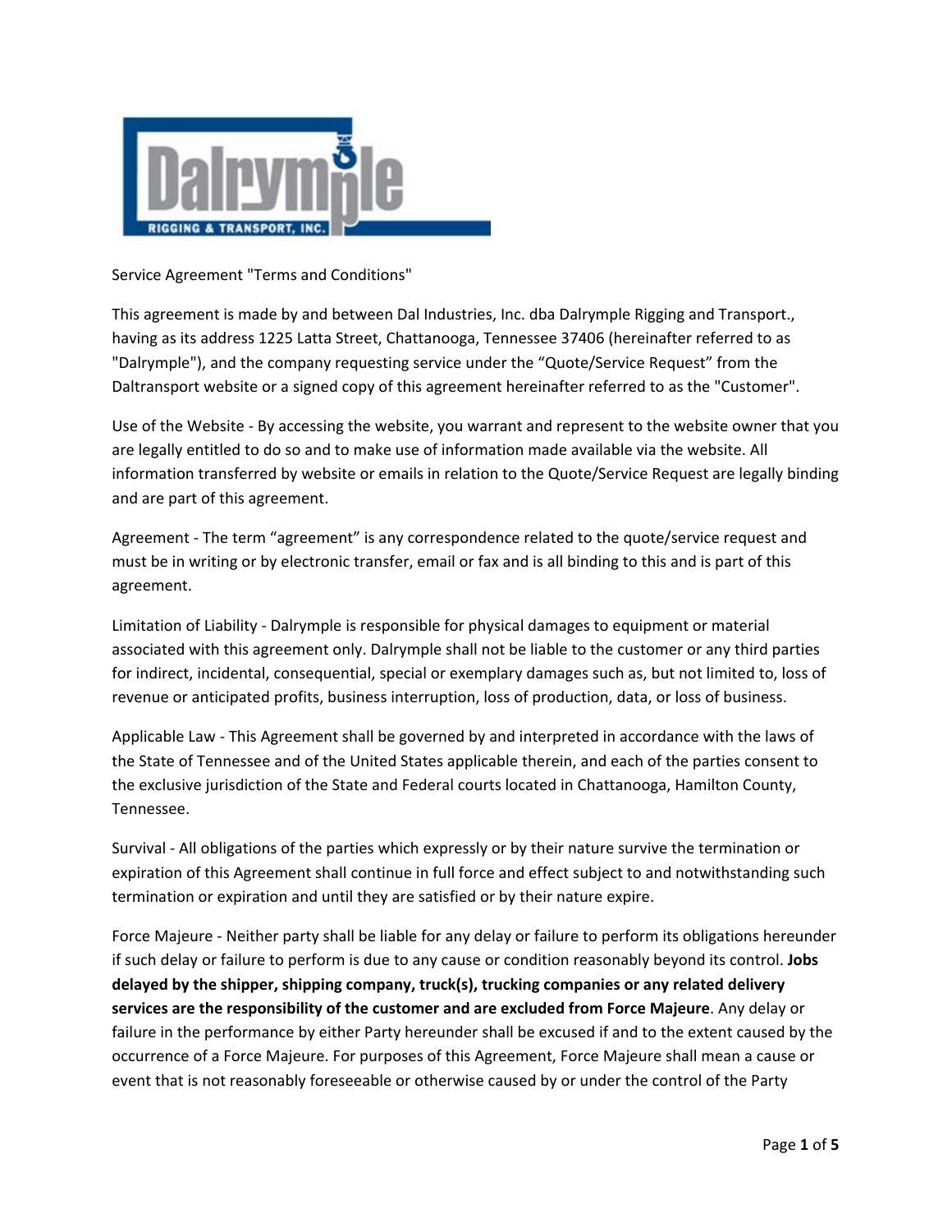Service Agreement "Terms and Conditions"

This agreement is made by and between Dal Industries, Inc. dba Dalrymple Rigging and Transport., having as its address 1225 Latta Street, Chattanooga, Tennessee 37406 (hereinafter referred to as "Dalrymple"), and the company requesting service under the "Quote/Service Request" from the Daltransport website or a signed copy of this agreement hereinafter referred to as the "Customer".

Use of the Website - By accessing the website, you warrant and represent to the website owner that you are legally entitled to do so and to make use of information made available via the website. All information transferred by website or emails in relation to the Quote/Service Request are legally binding and are part of this agreement.

Agreement - The term "agreement" is any correspondence related to the quote/service request and must be in writing or by electronic transfer, email or fax and is all binding to this and is part of this agreement.

Limitation of Liability - Dalrymple is responsible for physical damages to equipment or material associated with this agreement only. Dalrymple shall not be liable to the customer or any third parties for indirect, incidental, consequential, special or exemplary damages such as, but not limited to, loss of revenue or anticipated profits, business interruption, loss of production, data, or loss of business.

Applicable Law - This Agreement shall be governed by and interpreted in accordance with the laws of the State of Tennessee and of the United States applicable therein, and each of the parties consent to the exclusive jurisdiction of the State and Federal courts located in Chattanooga, Hamilton County, Tennessee.

Survival - All obligations of the parties which expressly or by their nature survive the termination or expiration of this Agreement shall continue in full force and effect subject to and notwithstanding such termination or expiration and until they are satisfied or by their nature expire.

Force Majeure - Neither party shall be liable for any delay or failure to perform its obligations hereunder if such delay or failure to perform is due to any cause or condition reasonably beyond its control. **Jobs delayed by the shipper, shipping company, truck(s), trucking companies or any related delivery services are the responsibility of the customer and are excluded from Force Majeure**. Any delay or failure in the performance by either Party hereunder shall be excused if and to the extent caused by the occurrence of a Force Majeure. For purposes of this Agreement, Force Majeure shall mean a cause or event that is not reasonably foreseeable or otherwise caused by or under the control of the Party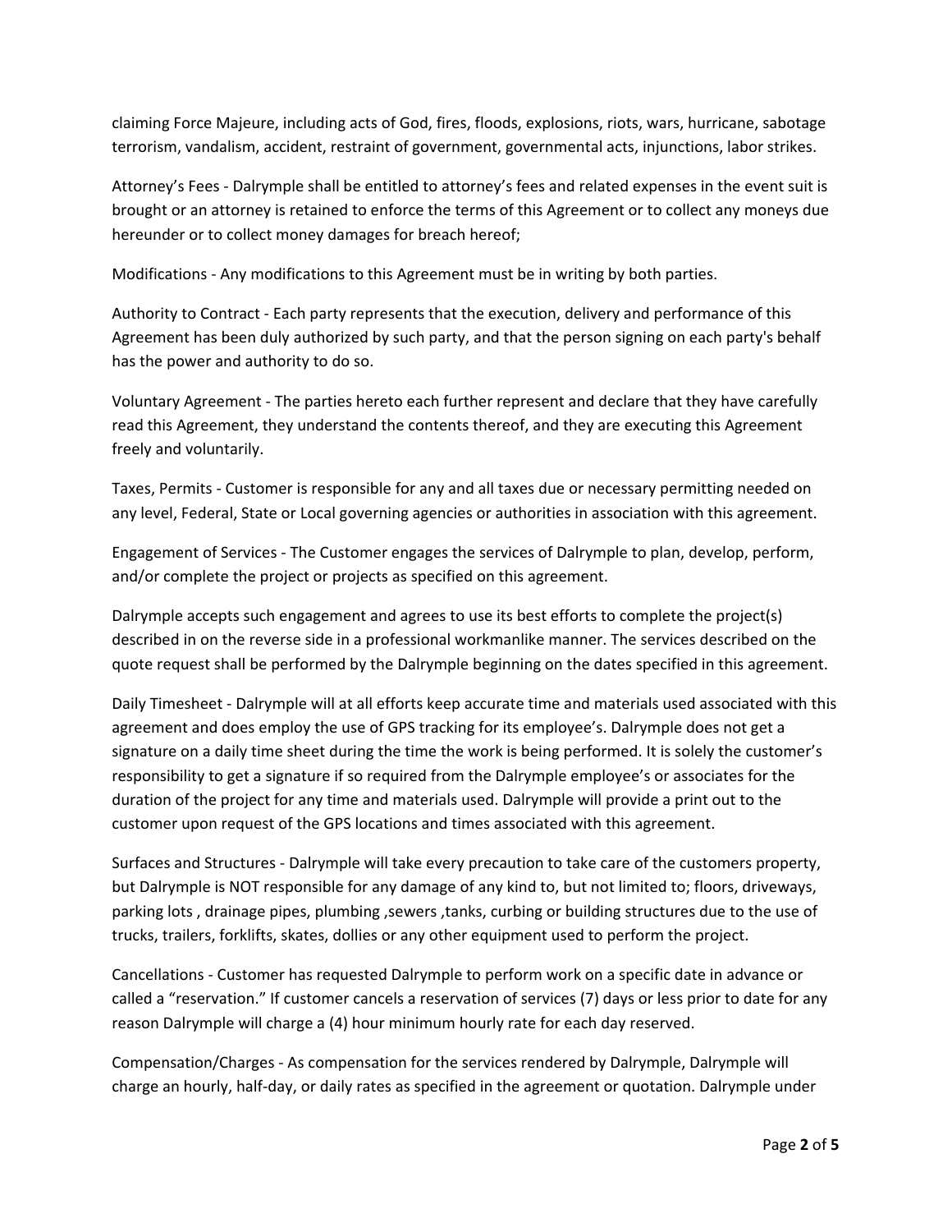claiming Force Majeure, including acts of God, fires, floods, explosions, riots, wars, hurricane, sabotage terrorism, vandalism, accident, restraint of government, governmental acts, injunctions, labor strikes.

Attorney's Fees - Dalrymple shall be entitled to attorney's fees and related expenses in the event suit is brought or an attorney is retained to enforce the terms of this Agreement or to collect any moneys due hereunder or to collect money damages for breach hereof;

Modifications - Any modifications to this Agreement must be in writing by both parties.

Authority to Contract - Each party represents that the execution, delivery and performance of this Agreement has been duly authorized by such party, and that the person signing on each party's behalf has the power and authority to do so.

Voluntary Agreement - The parties hereto each further represent and declare that they have carefully read this Agreement, they understand the contents thereof, and they are executing this Agreement freely and voluntarily.

Taxes, Permits - Customer is responsible for any and all taxes due or necessary permitting needed on any level, Federal, State or Local governing agencies or authorities in association with this agreement.

Engagement of Services - The Customer engages the services of Dalrymple to plan, develop, perform, and/or complete the project or projects as specified on this agreement.

Dalrymple accepts such engagement and agrees to use its best efforts to complete the project(s) described in on the reverse side in a professional workmanlike manner. The services described on the quote request shall be performed by the Dalrymple beginning on the dates specified in this agreement.

Daily Timesheet - Dalrymple will at all efforts keep accurate time and materials used associated with this agreement and does employ the use of GPS tracking for its employee's. Dalrymple does not get a signature on a daily time sheet during the time the work is being performed. It is solely the customer's responsibility to get a signature if so required from the Dalrymple employee's or associates for the duration of the project for any time and materials used. Dalrymple will provide a print out to the customer upon request of the GPS locations and times associated with this agreement.

Surfaces and Structures - Dalrymple will take every precaution to take care of the customers property, but Dalrymple is NOT responsible for any damage of any kind to, but not limited to; floors, driveways, parking lots , drainage pipes, plumbing ,sewers ,tanks, curbing or building structures due to the use of trucks, trailers, forklifts, skates, dollies or any other equipment used to perform the project.

Cancellations - Customer has requested Dalrymple to perform work on a specific date in advance or called a "reservation." If customer cancels a reservation of services (7) days or less prior to date for any reason Dalrymple will charge a (4) hour minimum hourly rate for each day reserved.

Compensation/Charges - As compensation for the services rendered by Dalrymple, Dalrymple will charge an hourly, half-day, or daily rates as specified in the agreement or quotation. Dalrymple under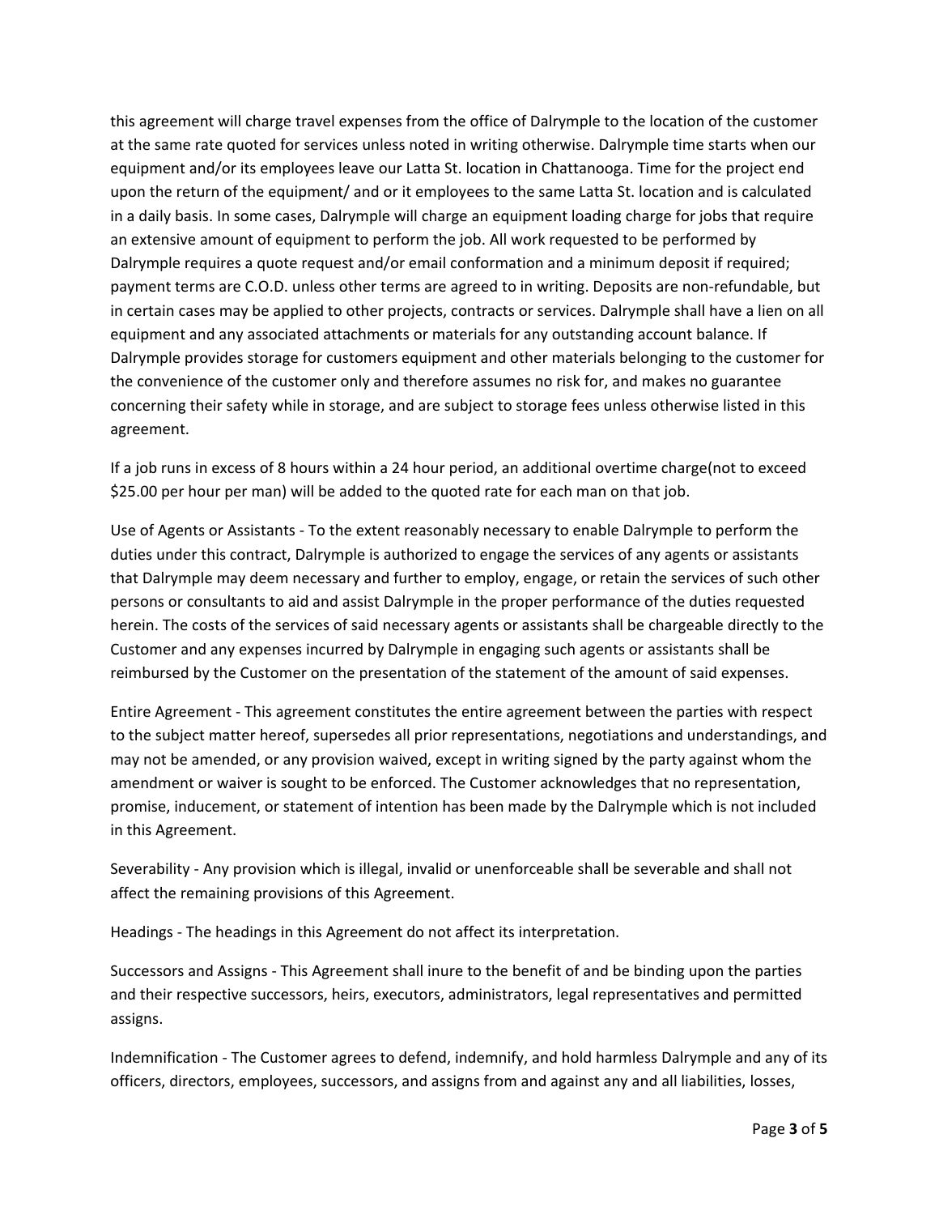this agreement will charge travel expenses from the office of Dalrymple to the location of the customer at the same rate quoted for services unless noted in writing otherwise. Dalrymple time starts when our equipment and/or its employees leave our Latta St. location in Chattanooga. Time for the project end upon the return of the equipment/ and or it employees to the same Latta St. location and is calculated in a daily basis. In some cases, Dalrymple will charge an equipment loading charge for jobs that require an extensive amount of equipment to perform the job. All work requested to be performed by Dalrymple requires a quote request and/or email conformation and a minimum deposit if required; payment terms are C.O.D. unless other terms are agreed to in writing. Deposits are non-refundable, but in certain cases may be applied to other projects, contracts or services. Dalrymple shall have a lien on all equipment and any associated attachments or materials for any outstanding account balance. If Dalrymple provides storage for customers equipment and other materials belonging to the customer for the convenience of the customer only and therefore assumes no risk for, and makes no guarantee concerning their safety while in storage, and are subject to storage fees unless otherwise listed in this agreement.

If a job runs in excess of 8 hours within a 24 hour period, an additional overtime charge(not to exceed $25.00 per hour per man) will be added to the quoted rate for each man on that job.

Use of Agents or Assistants - To the extent reasonably necessary to enable Dalrymple to perform the duties under this contract, Dalrymple is authorized to engage the services of any agents or assistants that Dalrymple may deem necessary and further to employ, engage, or retain the services of such other persons or consultants to aid and assist Dalrymple in the proper performance of the duties requested herein. The costs of the services of said necessary agents or assistants shall be chargeable directly to the Customer and any expenses incurred by Dalrymple in engaging such agents or assistants shall be reimbursed by the Customer on the presentation of the statement of the amount of said expenses.

Entire Agreement - This agreement constitutes the entire agreement between the parties with respect to the subject matter hereof, supersedes all prior representations, negotiations and understandings, and may not be amended, or any provision waived, except in writing signed by the party against whom the amendment or waiver is sought to be enforced. The Customer acknowledges that no representation, promise, inducement, or statement of intention has been made by the Dalrymple which is not included in this Agreement.

Severability - Any provision which is illegal, invalid or unenforceable shall be severable and shall not affect the remaining provisions of this Agreement.

Headings - The headings in this Agreement do not affect its interpretation.

Successors and Assigns - This Agreement shall inure to the benefit of and be binding upon the parties and their respective successors, heirs, executors, administrators, legal representatives and permitted assigns.

Indemnification - The Customer agrees to defend, indemnify, and hold harmless Dalrymple and any of its officers, directors, employees, successors, and assigns from and against any and all liabilities, losses,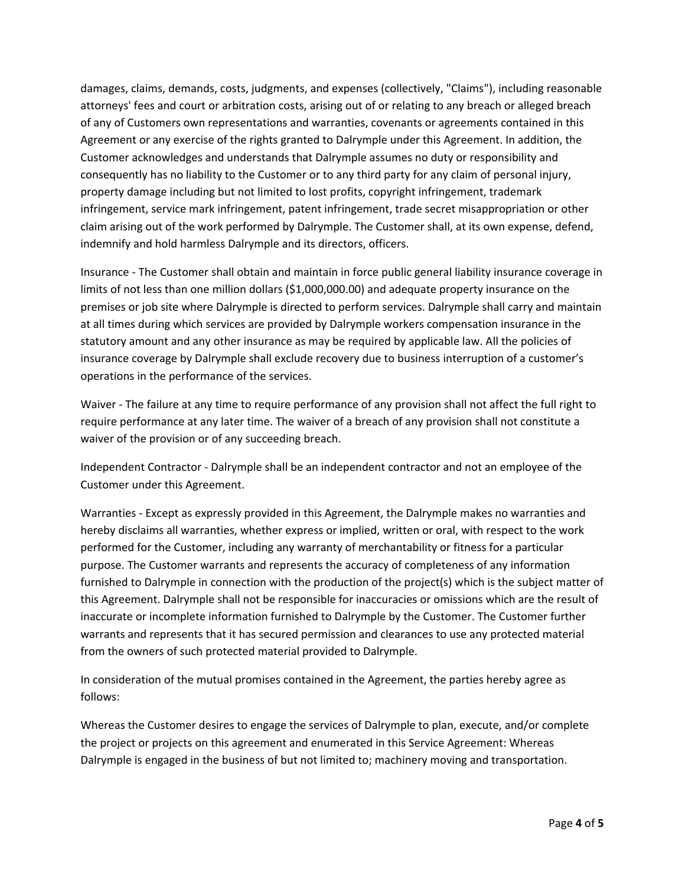damages, claims, demands, costs, judgments, and expenses (collectively, "Claims"), including reasonable attorneys' fees and court or arbitration costs, arising out of or relating to any breach or alleged breach of any of Customers own representations and warranties, covenants or agreements contained in this Agreement or any exercise of the rights granted to Dalrymple under this Agreement. In addition, the Customer acknowledges and understands that Dalrymple assumes no duty or responsibility and consequently has no liability to the Customer or to any third party for any claim of personal injury, property damage including but not limited to lost profits, copyright infringement, trademark infringement, service mark infringement, patent infringement, trade secret misappropriation or other claim arising out of the work performed by Dalrymple. The Customer shall, at its own expense, defend, indemnify and hold harmless Dalrymple and its directors, officers.

Insurance - The Customer shall obtain and maintain in force public general liability insurance coverage in limits of not less than one million dollars ($1,000,000.00) and adequate property insurance on the premises or job site where Dalrymple is directed to perform services. Dalrymple shall carry and maintain at all times during which services are provided by Dalrymple workers compensation insurance in the statutory amount and any other insurance as may be required by applicable law. All the policies of insurance coverage by Dalrymple shall exclude recovery due to business interruption of a customer's operations in the performance of the services.

Waiver - The failure at any time to require performance of any provision shall not affect the full right to require performance at any later time. The waiver of a breach of any provision shall not constitute a waiver of the provision or of any succeeding breach.

Independent Contractor - Dalrymple shall be an independent contractor and not an employee of the Customer under this Agreement.

Warranties - Except as expressly provided in this Agreement, the Dalrymple makes no warranties and hereby disclaims all warranties, whether express or implied, written or oral, with respect to the work performed for the Customer, including any warranty of merchantability or fitness for a particular purpose. The Customer warrants and represents the accuracy of completeness of any information furnished to Dalrymple in connection with the production of the project(s) which is the subject matter of this Agreement. Dalrymple shall not be responsible for inaccuracies or omissions which are the result of inaccurate or incomplete information furnished to Dalrymple by the Customer. The Customer further warrants and represents that it has secured permission and clearances to use any protected material from the owners of such protected material provided to Dalrymple.

In consideration of the mutual promises contained in the Agreement, the parties hereby agree as follows:

Whereas the Customer desires to engage the services of Dalrymple to plan, execute, and/or complete the project or projects on this agreement and enumerated in this Service Agreement: Whereas Dalrymple is engaged in the business of but not limited to; machinery moving and transportation.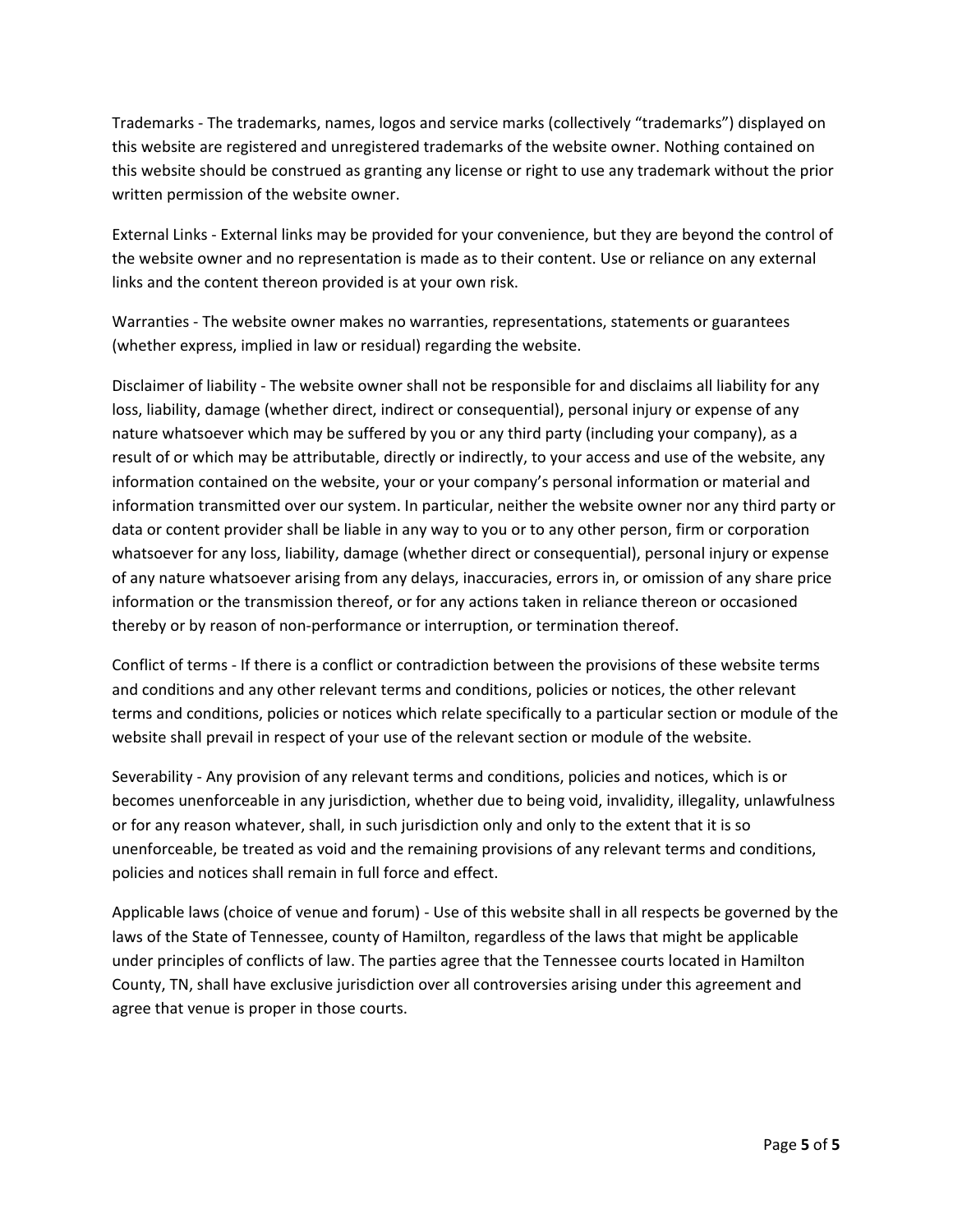Trademarks - The trademarks, names, logos and service marks (collectively "trademarks") displayed on this website are registered and unregistered trademarks of the website owner. Nothing contained on this website should be construed as granting any license or right to use any trademark without the prior written permission of the website owner.

External Links - External links may be provided for your convenience, but they are beyond the control of the website owner and no representation is made as to their content. Use or reliance on any external links and the content thereon provided is at your own risk.

Warranties - The website owner makes no warranties, representations, statements or guarantees (whether express, implied in law or residual) regarding the website.

Disclaimer of liability - The website owner shall not be responsible for and disclaims all liability for any loss, liability, damage (whether direct, indirect or consequential), personal injury or expense of any nature whatsoever which may be suffered by you or any third party (including your company), as a result of or which may be attributable, directly or indirectly, to your access and use of the website, any information contained on the website, your or your company's personal information or material and information transmitted over our system. In particular, neither the website owner nor any third party or data or content provider shall be liable in any way to you or to any other person, firm or corporation whatsoever for any loss, liability, damage (whether direct or consequential), personal injury or expense of any nature whatsoever arising from any delays, inaccuracies, errors in, or omission of any share price information or the transmission thereof, or for any actions taken in reliance thereon or occasioned thereby or by reason of non-performance or interruption, or termination thereof.

Conflict of terms - If there is a conflict or contradiction between the provisions of these website terms and conditions and any other relevant terms and conditions, policies or notices, the other relevant terms and conditions, policies or notices which relate specifically to a particular section or module of the website shall prevail in respect of your use of the relevant section or module of the website.

Severability - Any provision of any relevant terms and conditions, policies and notices, which is or becomes unenforceable in any jurisdiction, whether due to being void, invalidity, illegality, unlawfulness or for any reason whatever, shall, in such jurisdiction only and only to the extent that it is so unenforceable, be treated as void and the remaining provisions of any relevant terms and conditions, policies and notices shall remain in full force and effect.

Applicable laws (choice of venue and forum) - Use of this website shall in all respects be governed by the laws of the State of Tennessee, county of Hamilton, regardless of the laws that might be applicable under principles of conflicts of law. The parties agree that the Tennessee courts located in Hamilton County, TN, shall have exclusive jurisdiction over all controversies arising under this agreement and agree that venue is proper in those courts.